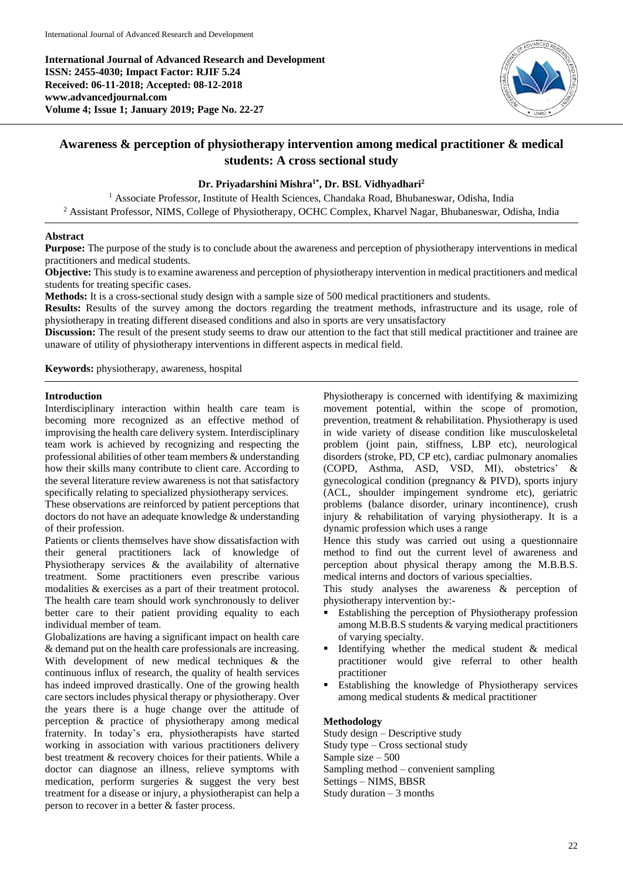**International Journal of Advanced Research and Development**
**ISSN: 2455-4030; Impact Factor: RJIF 5.24**
**Received: 06-11-2018; Accepted: 08-12-2018**
**www.advancedjournal.com**
**Volume 4; Issue 1; January 2019; Page No. 22-27**

# Awareness & perception of physiotherapy intervention among medical practitioner & medical students: A cross sectional study

**Dr. Priyadarshini Mishra[1*], Dr. BSL Vidhyadhari[2]**

[1] Associate Professor, Institute of Health Sciences, Chandaka Road, Bhubaneswar, Odisha, India
[2] Assistant Professor, NIMS, College of Physiotherapy, OCHC Complex, Kharvel Nagar, Bhubaneswar, Odisha, India

## Abstract

**Purpose:** The purpose of the study is to conclude about the awareness and perception of physiotherapy interventions in medical practitioners and medical students.

**Objective:** This study is to examine awareness and perception of physiotherapy intervention in medical practitioners and medical students for treating specific cases.

**Methods:** It is a cross-sectional study design with a sample size of 500 medical practitioners and students.

**Results:** Results of the survey among the doctors regarding the treatment methods, infrastructure and its usage, role of physiotherapy in treating different diseased conditions and also in sports are very unsatisfactory

**Discussion:** The result of the present study seems to draw our attention to the fact that still medical practitioner and trainee are unaware of utility of physiotherapy interventions in different aspects in medical field.

**Keywords:** physiotherapy, awareness, hospital

## Introduction

Interdisciplinary interaction within health care team is becoming more recognized as an effective method of improvising the health care delivery system. Interdisciplinary team work is achieved by recognizing and respecting the professional abilities of other team members & understanding how their skills many contribute to client care. According to the several literature review awareness is not that satisfactory specifically relating to specialized physiotherapy services.

These observations are reinforced by patient perceptions that doctors do not have an adequate knowledge & understanding of their profession.

Patients or clients themselves have show dissatisfaction with their general practitioners lack of knowledge of Physiotherapy services & the availability of alternative treatment. Some practitioners even prescribe various modalities & exercises as a part of their treatment protocol. The health care team should work synchronously to deliver better care to their patient providing equality to each individual member of team.

Globalizations are having a significant impact on health care & demand put on the health care professionals are increasing. With development of new medical techniques & the continuous influx of research, the quality of health services has indeed improved drastically. One of the growing health care sectors includes physical therapy or physiotherapy. Over the years there is a huge change over the attitude of perception & practice of physiotherapy among medical fraternity. In today's era, physiotherapists have started working in association with various practitioners delivery best treatment & recovery choices for their patients. While a doctor can diagnose an illness, relieve symptoms with medication, perform surgeries & suggest the very best treatment for a disease or injury, a physiotherapist can help a person to recover in a better & faster process.

Physiotherapy is concerned with identifying & maximizing movement potential, within the scope of promotion, prevention, treatment & rehabilitation. Physiotherapy is used in wide variety of disease condition like musculoskeletal problem (joint pain, stiffness, LBP etc), neurological disorders (stroke, PD, CP etc), cardiac pulmonary anomalies (COPD, Asthma, ASD, VSD, MI), obstetrics' & gynecological condition (pregnancy & PIVD), sports injury (ACL, shoulder impingement syndrome etc), geriatric problems (balance disorder, urinary incontinence), crush injury & rehabilitation of varying physiotherapy. It is a dynamic profession which uses a range

Hence this study was carried out using a questionnaire method to find out the current level of awareness and perception about physical therapy among the M.B.B.S. medical interns and doctors of various specialties.

This study analyses the awareness & perception of physiotherapy intervention by:-

- Establishing the perception of Physiotherapy profession among M.B.B.S students & varying medical practitioners of varying specialty.
- Identifying whether the medical student & medical practitioner would give referral to other health practitioner
- Establishing the knowledge of Physiotherapy services among medical students & medical practitioner

## Methodology

Study design – Descriptive study
Study type – Cross sectional study
Sample size – 500
Sampling method – convenient sampling
Settings – NIMS, BBSR
Study duration – 3 months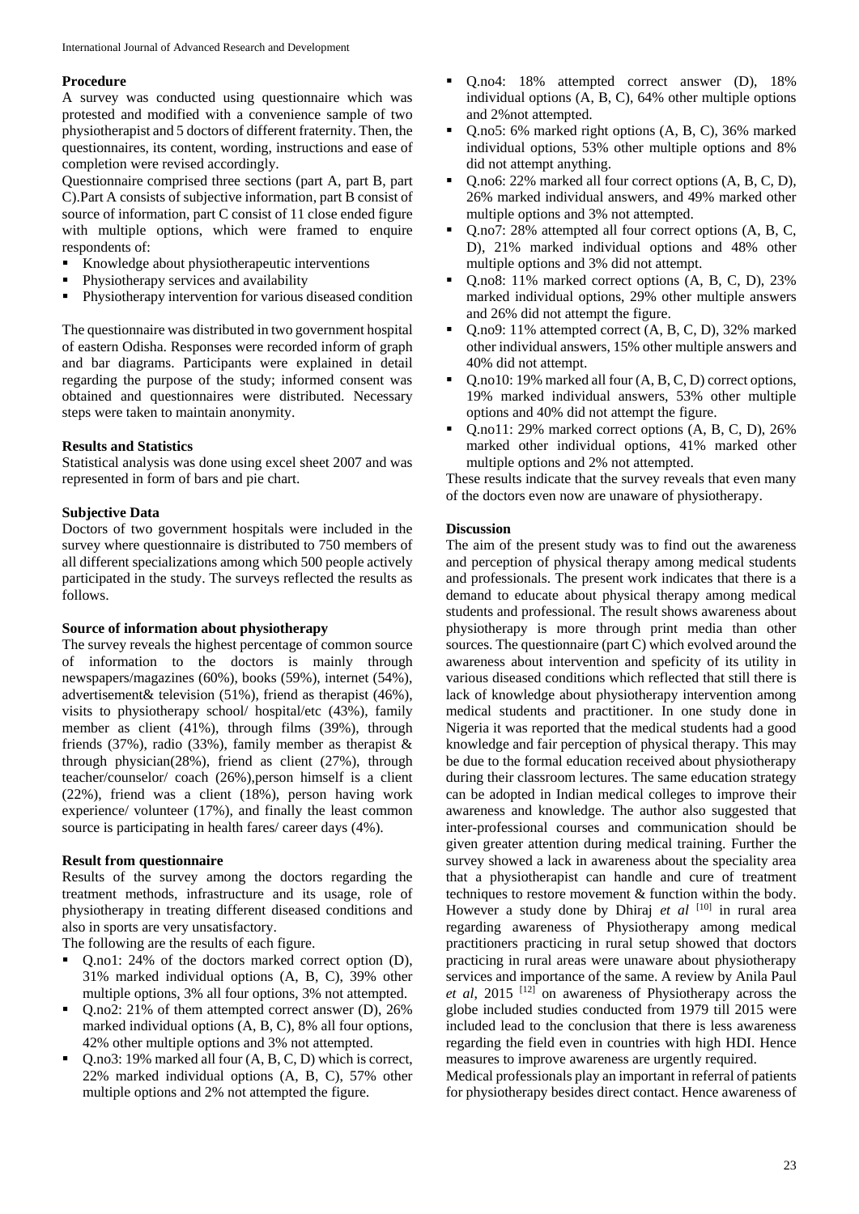### Procedure

A survey was conducted using questionnaire which was protested and modified with a convenience sample of two physiotherapist and 5 doctors of different fraternity. Then, the questionnaires, its content, wording, instructions and ease of completion were revised accordingly.

Questionnaire comprised three sections (part A, part B, part C).Part A consists of subjective information, part B consist of source of information, part C consist of 11 close ended figure with multiple options, which were framed to enquire respondents of:

- Knowledge about physiotherapeutic interventions
- Physiotherapy services and availability
- Physiotherapy intervention for various diseased condition

The questionnaire was distributed in two government hospital of eastern Odisha. Responses were recorded inform of graph and bar diagrams. Participants were explained in detail regarding the purpose of the study; informed consent was obtained and questionnaires were distributed. Necessary steps were taken to maintain anonymity.

### Results and Statistics

Statistical analysis was done using excel sheet 2007 and was represented in form of bars and pie chart.

### Subjective Data

Doctors of two government hospitals were included in the survey where questionnaire is distributed to 750 members of all different specializations among which 500 people actively participated in the study. The surveys reflected the results as follows.

### Source of information about physiotherapy

The survey reveals the highest percentage of common source of information to the doctors is mainly through newspapers/magazines (60%), books (59%), internet (54%), advertisement& television (51%), friend as therapist (46%), visits to physiotherapy school/ hospital/etc (43%), family member as client (41%), through films (39%), through friends (37%), radio (33%), family member as therapist & through physician(28%), friend as client (27%), through teacher/counselor/ coach (26%),person himself is a client (22%), friend was a client (18%), person having work experience/ volunteer (17%), and finally the least common source is participating in health fares/ career days (4%).

### Result from questionnaire

Results of the survey among the doctors regarding the treatment methods, infrastructure and its usage, role of physiotherapy in treating different diseased conditions and also in sports are very unsatisfactory.

The following are the results of each figure.

- Q.no1: 24% of the doctors marked correct option (D), 31% marked individual options (A, B, C), 39% other multiple options, 3% all four options, 3% not attempted.
- Q.no2: 21% of them attempted correct answer (D), 26% marked individual options (A, B, C), 8% all four options, 42% other multiple options and 3% not attempted.
- Q.no3: 19% marked all four (A, B, C, D) which is correct, 22% marked individual options (A, B, C), 57% other multiple options and 2% not attempted the figure.
- Q.no4: 18% attempted correct answer (D), 18% individual options (A, B, C), 64% other multiple options and 2%not attempted.
- Q.no5: 6% marked right options (A, B, C), 36% marked individual options, 53% other multiple options and 8% did not attempt anything.
- Q.no6: 22% marked all four correct options (A, B, C, D), 26% marked individual answers, and 49% marked other multiple options and 3% not attempted.
- Q.no7: 28% attempted all four correct options (A, B, C, D), 21% marked individual options and 48% other multiple options and 3% did not attempt.
- Q.no8: 11% marked correct options (A, B, C, D), 23% marked individual options, 29% other multiple answers and 26% did not attempt the figure.
- Q.no9: 11% attempted correct (A, B, C, D), 32% marked other individual answers, 15% other multiple answers and 40% did not attempt.
- Q.no10: 19% marked all four (A, B, C, D) correct options, 19% marked individual answers, 53% other multiple options and 40% did not attempt the figure.
- Q.no11: 29% marked correct options (A, B, C, D), 26% marked other individual options, 41% marked other multiple options and 2% not attempted.

These results indicate that the survey reveals that even many of the doctors even now are unaware of physiotherapy.

### Discussion

The aim of the present study was to find out the awareness and perception of physical therapy among medical students and professionals. The present work indicates that there is a demand to educate about physical therapy among medical students and professional. The result shows awareness about physiotherapy is more through print media than other sources. The questionnaire (part C) which evolved around the awareness about intervention and speficity of its utility in various diseased conditions which reflected that still there is lack of knowledge about physiotherapy intervention among medical students and practitioner. In one study done in Nigeria it was reported that the medical students had a good knowledge and fair perception of physical therapy. This may be due to the formal education received about physiotherapy during their classroom lectures. The same education strategy can be adopted in Indian medical colleges to improve their awareness and knowledge. The author also suggested that inter-professional courses and communication should be given greater attention during medical training. Further the survey showed a lack in awareness about the speciality area that a physiotherapist can handle and cure of treatment techniques to restore movement & function within the body. However a study done by Dhiraj *et al* [10] in rural area regarding awareness of Physiotherapy among medical practitioners practicing in rural setup showed that doctors practicing in rural areas were unaware about physiotherapy services and importance of the same. A review by Anila Paul *et al*, 2015 [12] on awareness of Physiotherapy across the globe included studies conducted from 1979 till 2015 were included lead to the conclusion that there is less awareness regarding the field even in countries with high HDI. Hence measures to improve awareness are urgently required.

Medical professionals play an important in referral of patients for physiotherapy besides direct contact. Hence awareness of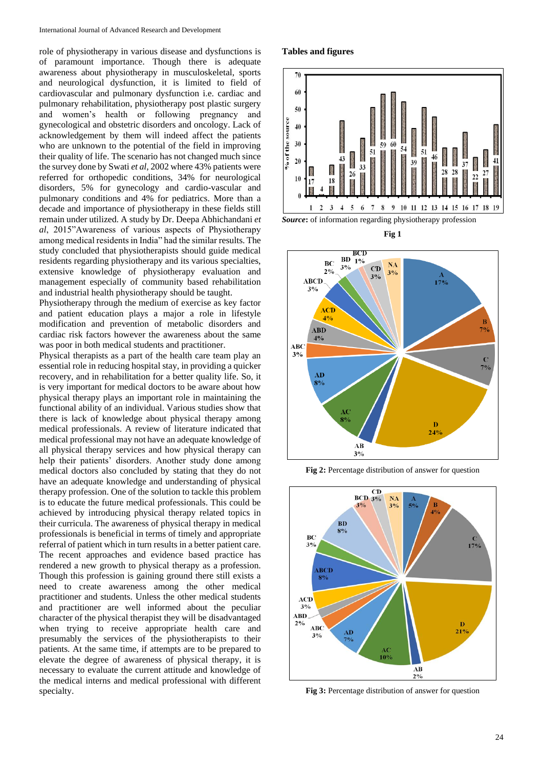role of physiotherapy in various disease and dysfunctions is of paramount importance. Though there is adequate awareness about physiotherapy in musculoskeletal, sports and neurological dysfunction, it is limited to field of cardiovascular and pulmonary dysfunction i.e. cardiac and pulmonary rehabilitation, physiotherapy post plastic surgery and women's health or following pregnancy and gynecological and obstetric disorders and oncology. Lack of acknowledgement by them will indeed affect the patients who are unknown to the potential of the field in improving their quality of life. The scenario has not changed much since the survey done by Swati *et al*, 2002 where 43% patients were referred for orthopedic conditions, 34% for neurological disorders, 5% for gynecology and cardio-vascular and pulmonary conditions and 4% for pediatrics. More than a decade and importance of physiotherapy in these fields still remain under utilized. A study by Dr. Deepa Abhichandani *et al*, 2015"Awareness of various aspects of Physiotherapy among medical residents in India" had the similar results. The study concluded that physiotherapists should guide medical residents regarding physiotherapy and its various specialties, extensive knowledge of physiotherapy evaluation and management especially of community based rehabilitation and industrial health physiotherapy should be taught.

Physiotherapy through the medium of exercise as key factor and patient education plays a major a role in lifestyle modification and prevention of metabolic disorders and cardiac risk factors however the awareness about the same was poor in both medical students and practitioner.

Physical therapists as a part of the health care team play an essential role in reducing hospital stay, in providing a quicker recovery, and in rehabilitation for a better quality life. So, it is very important for medical doctors to be aware about how physical therapy plays an important role in maintaining the functional ability of an individual. Various studies show that there is lack of knowledge about physical therapy among medical professionals. A review of literature indicated that medical professional may not have an adequate knowledge of all physical therapy services and how physical therapy can help their patients' disorders. Another study done among medical doctors also concluded by stating that they do not have an adequate knowledge and understanding of physical therapy profession. One of the solution to tackle this problem is to educate the future medical professionals. This could be achieved by introducing physical therapy related topics in their curricula. The awareness of physical therapy in medical professionals is beneficial in terms of timely and appropriate referral of patient which in turn results in a better patient care. The recent approaches and evidence based practice has rendered a new growth to physical therapy as a profession. Though this profession is gaining ground there still exists a need to create awareness among the other medical practitioner and students. Unless the other medical students and practitioner are well informed about the peculiar character of the physical therapy they will be disadvantaged when trying to receive appropriate health care and presumably the services of the physiotherapists to their patients. At the same time, if attempts are to be prepared to elevate the degree of awareness of physical therapy, it is necessary to evaluate the current attitude and knowledge of the medical interns and medical professional with different specialty.

**Tables and figures**

***Source*:** of information regarding physiotherapy profession

**Fig 1**

**Fig 2:** Percentage distribution of answer for question

**Fig 3:** Percentage distribution of answer for question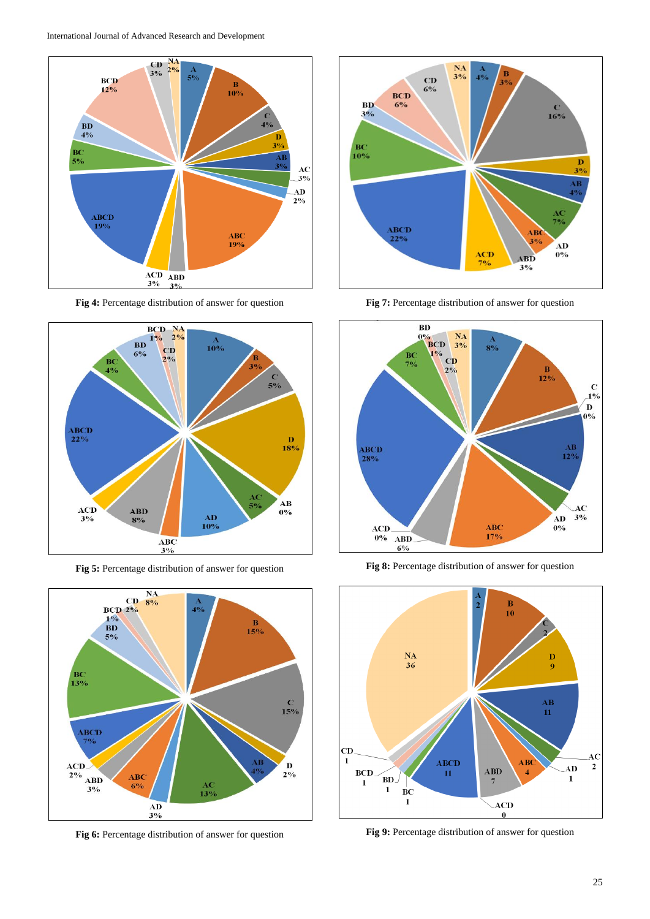Fig 4: Percentage distribution of answer for question

Fig 7: Percentage distribution of answer for question

Fig 5: Percentage distribution of answer for question

Fig 8: Percentage distribution of answer for question

Fig 6: Percentage distribution of answer for question

Fig 9: Percentage distribution of answer for question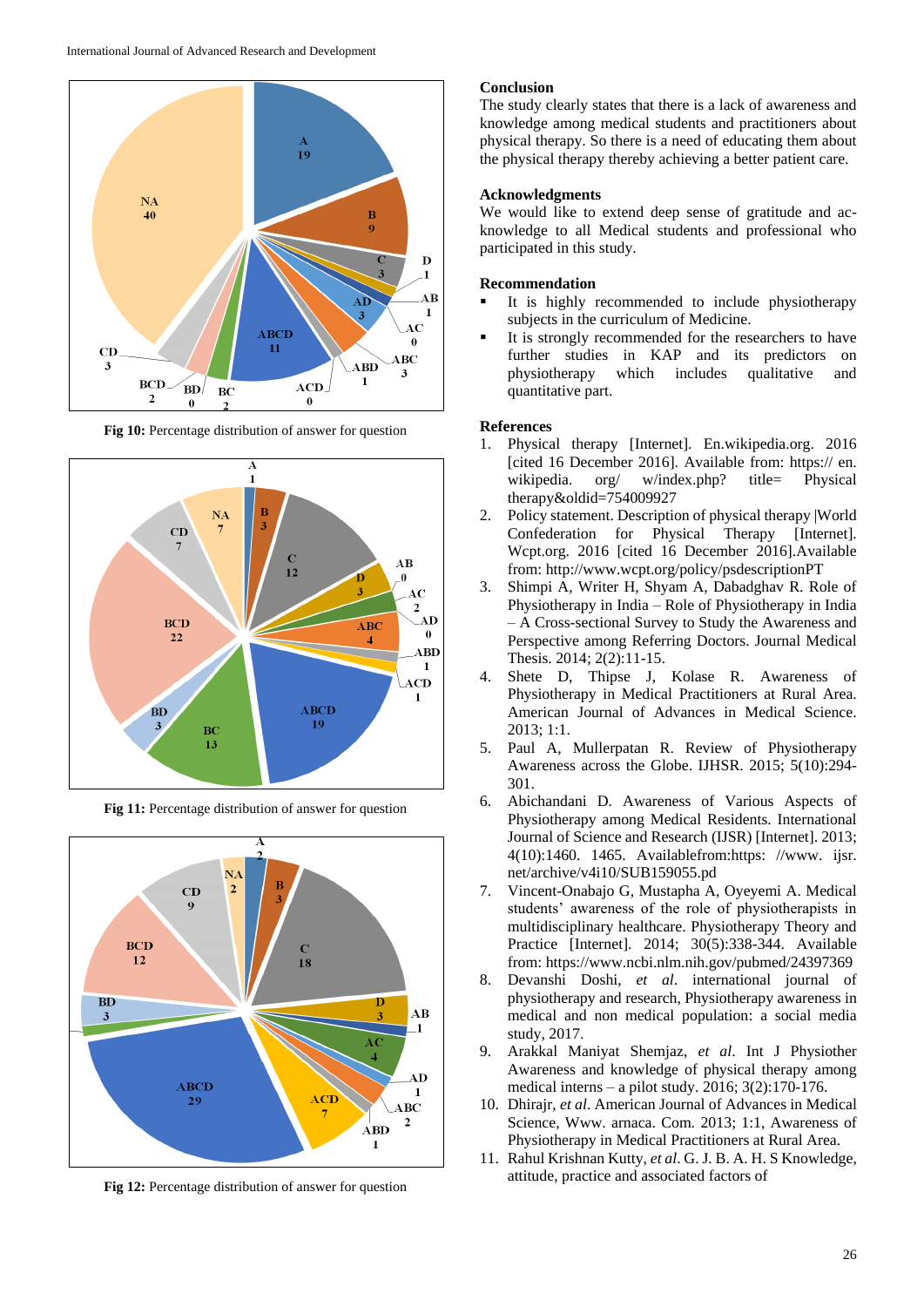Fig 10: Percentage distribution of answer for question

Fig 11: Percentage distribution of answer for question

Fig 12: Percentage distribution of answer for question

## Conclusion

The study clearly states that there is a lack of awareness and knowledge among medical students and practitioners about physical therapy. So there is a need of educating them about the physical therapy thereby achieving a better patient care.

## Acknowledgments

We would like to extend deep sense of gratitude and acknowledge to all Medical students and professional who participated in this study.

## Recommendation

- It is highly recommended to include physiotherapy subjects in the curriculum of Medicine.
- It is strongly recommended for the researchers to have further studies in KAP and its predictors on physiotherapy which includes qualitative and quantitative part.

## References

1. Physical therapy [Internet]. En.wikipedia.org. 2016 [cited 16 December 2016]. Available from: https:// en. wikipedia. org/ w/index.php? title= Physical therapy&oldid=754009927
2. Policy statement. Description of physical therapy |World Confederation for Physical Therapy [Internet]. Wcpt.org. 2016 [cited 16 December 2016].Available from: http://www.wcpt.org/policy/psdescriptionPT
3. Shimpi A, Writer H, Shyam A, Dabadghav R. Role of Physiotherapy in India – Role of Physiotherapy in India – A Cross-sectional Survey to Study the Awareness and Perspective among Referring Doctors. Journal Medical Thesis. 2014; 2(2):11-15.
4. Shete D, Thipse J, Kolase R. Awareness of Physiotherapy in Medical Practitioners at Rural Area. American Journal of Advances in Medical Science. 2013; 1:1.
5. Paul A, Mullerpatan R. Review of Physiotherapy Awareness across the Globe. IJHSR. 2015; 5(10):294-301.
6. Abichandani D. Awareness of Various Aspects of Physiotherapy among Medical Residents. International Journal of Science and Research (IJSR) [Internet]. 2013; 4(10):1460. 1465. Availablefrom:https: //www. ijsr. net/archive/v4i10/SUB159055.pd
7. Vincent-Onabajo G, Mustapha A, Oyeyemi A. Medical students' awareness of the role of physiotherapists in multidisciplinary healthcare. Physiotherapy Theory and Practice [Internet]. 2014; 30(5):338-344. Available from: https://www.ncbi.nlm.nih.gov/pubmed/24397369
8. Devanshi Doshi, *et al*. international journal of physiotherapy and research, Physiotherapy awareness in medical and non medical population: a social media study, 2017.
9. Arakkal Maniyat Shemjaz, *et al*. Int J Physiother Awareness and knowledge of physical therapy among medical interns – a pilot study. 2016; 3(2):170-176.
10. Dhirajr, *et al*. American Journal of Advances in Medical Science, Www. arnaca. Com. 2013; 1:1, Awareness of Physiotherapy in Medical Practitioners at Rural Area.
11. Rahul Krishnan Kutty, *et al*. G. J. B. A. H. S Knowledge, attitude, practice and associated factors of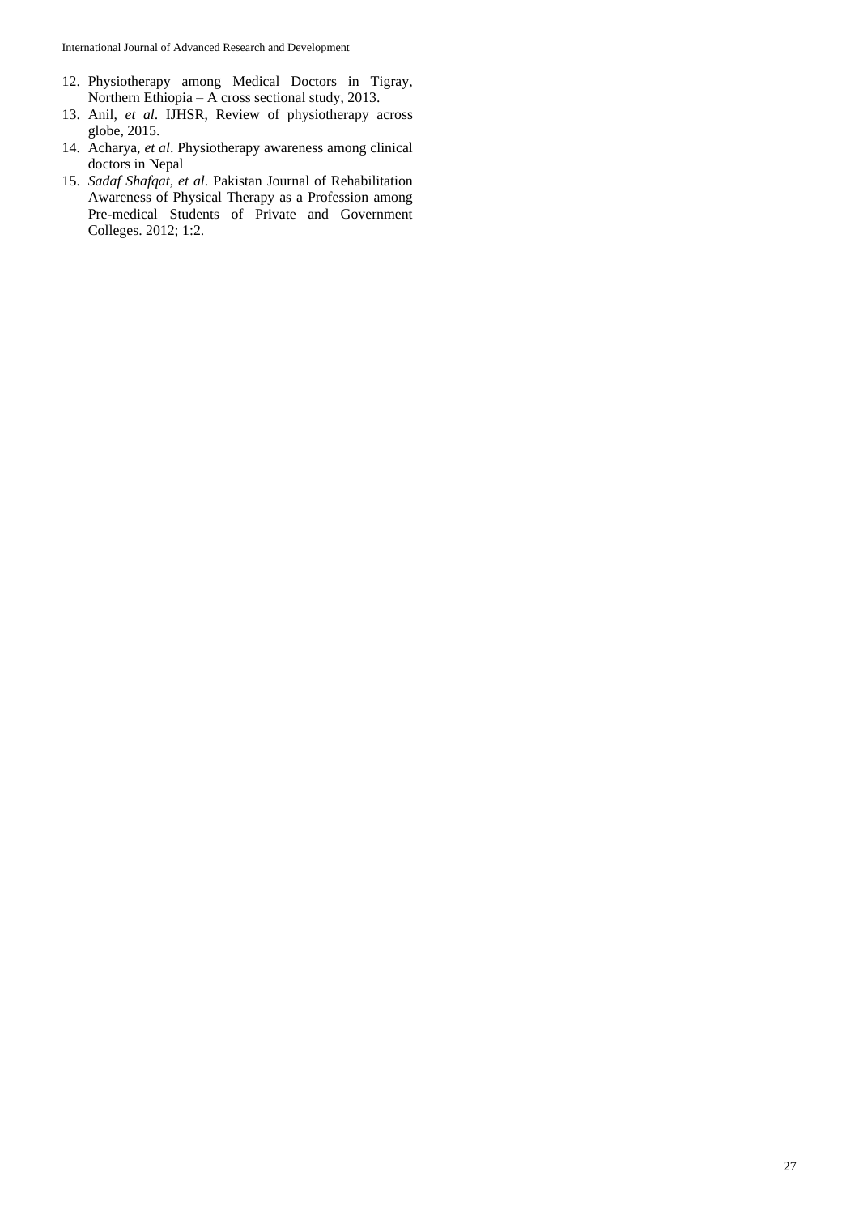12. Physiotherapy among Medical Doctors in Tigray, Northern Ethiopia – A cross sectional study, 2013.
13. Anil, *et al*. IJHSR, Review of physiotherapy across globe, 2015.
14. Acharya, *et al*. Physiotherapy awareness among clinical doctors in Nepal
15. *Sadaf Shafqat, et al*. Pakistan Journal of Rehabilitation Awareness of Physical Therapy as a Profession among Pre-medical Students of Private and Government Colleges. 2012; 1:2.